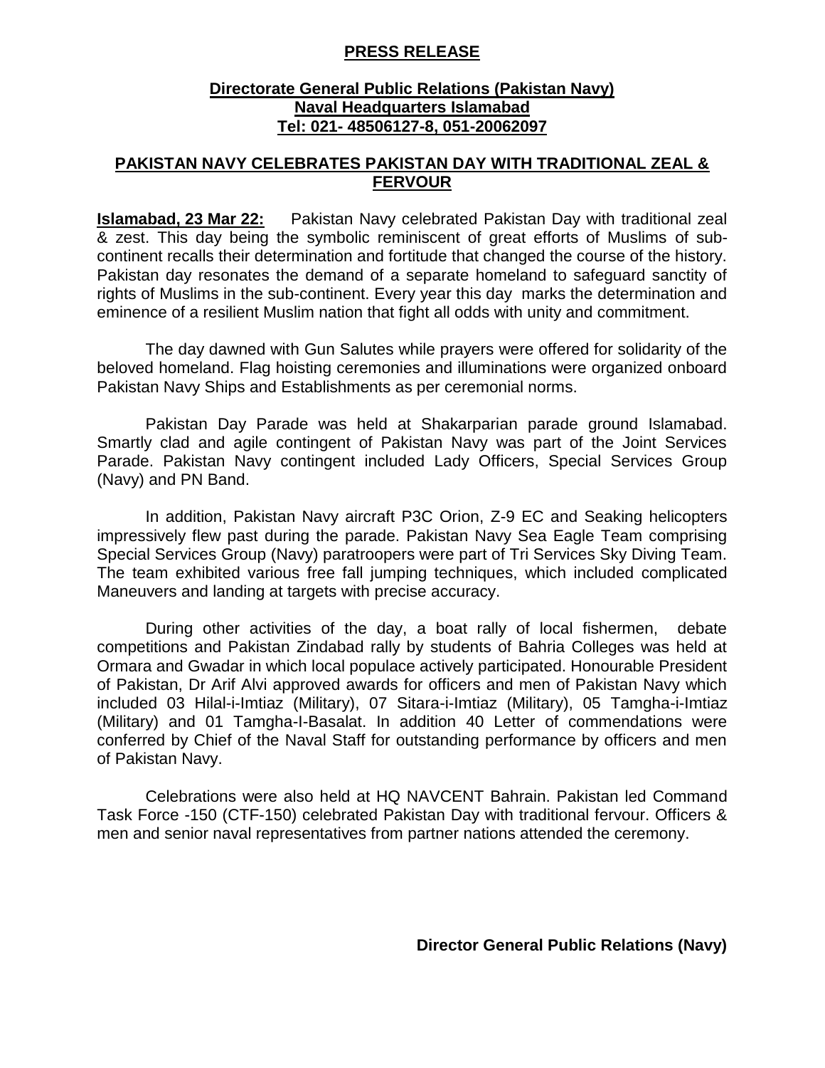**PRESS RELEASE**

**Directorate General Public Relations (Pakistan Navy)**
**Naval Headquarters Islamabad**
**Tel: 021- 48506127-8, 051-20062097**

## PAKISTAN NAVY CELEBRATES PAKISTAN DAY WITH TRADITIONAL ZEAL & FERVOUR

**Islamabad, 23 Mar 22:** Pakistan Navy celebrated Pakistan Day with traditional zeal & zest. This day being the symbolic reminiscent of great efforts of Muslims of sub-continent recalls their determination and fortitude that changed the course of the history. Pakistan day resonates the demand of a separate homeland to safeguard sanctity of rights of Muslims in the sub-continent. Every year this day marks the determination and eminence of a resilient Muslim nation that fight all odds with unity and commitment.

The day dawned with Gun Salutes while prayers were offered for solidarity of the beloved homeland. Flag hoisting ceremonies and illuminations were organized onboard Pakistan Navy Ships and Establishments as per ceremonial norms.

Pakistan Day Parade was held at Shakarparian parade ground Islamabad. Smartly clad and agile contingent of Pakistan Navy was part of the Joint Services Parade. Pakistan Navy contingent included Lady Officers, Special Services Group (Navy) and PN Band.

In addition, Pakistan Navy aircraft P3C Orion, Z-9 EC and Seaking helicopters impressively flew past during the parade. Pakistan Navy Sea Eagle Team comprising Special Services Group (Navy) paratroopers were part of Tri Services Sky Diving Team. The team exhibited various free fall jumping techniques, which included complicated Maneuvers and landing at targets with precise accuracy.

During other activities of the day, a boat rally of local fishermen, debate competitions and Pakistan Zindabad rally by students of Bahria Colleges was held at Ormara and Gwadar in which local populace actively participated. Honourable President of Pakistan, Dr Arif Alvi approved awards for officers and men of Pakistan Navy which included 03 Hilal-i-Imtiaz (Military), 07 Sitara-i-Imtiaz (Military), 05 Tamgha-i-Imtiaz (Military) and 01 Tamgha-I-Basalat. In addition 40 Letter of commendations were conferred by Chief of the Naval Staff for outstanding performance by officers and men of Pakistan Navy.

Celebrations were also held at HQ NAVCENT Bahrain. Pakistan led Command Task Force -150 (CTF-150) celebrated Pakistan Day with traditional fervour. Officers & men and senior naval representatives from partner nations attended the ceremony.

**Director General Public Relations (Navy)**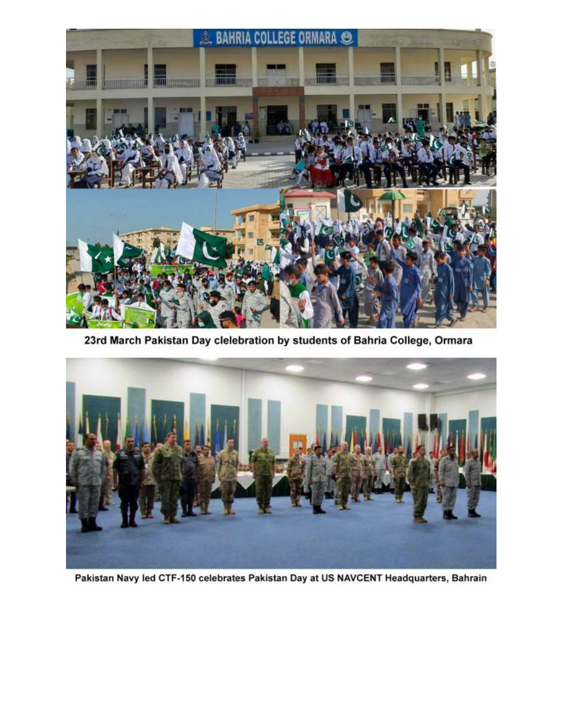23rd March Pakistan Day clelebration by students of Bahria College, Ormara

Pakistan Navy led CTF-150 celebrates Pakistan Day at US NAVCENT Headquarters, Bahrain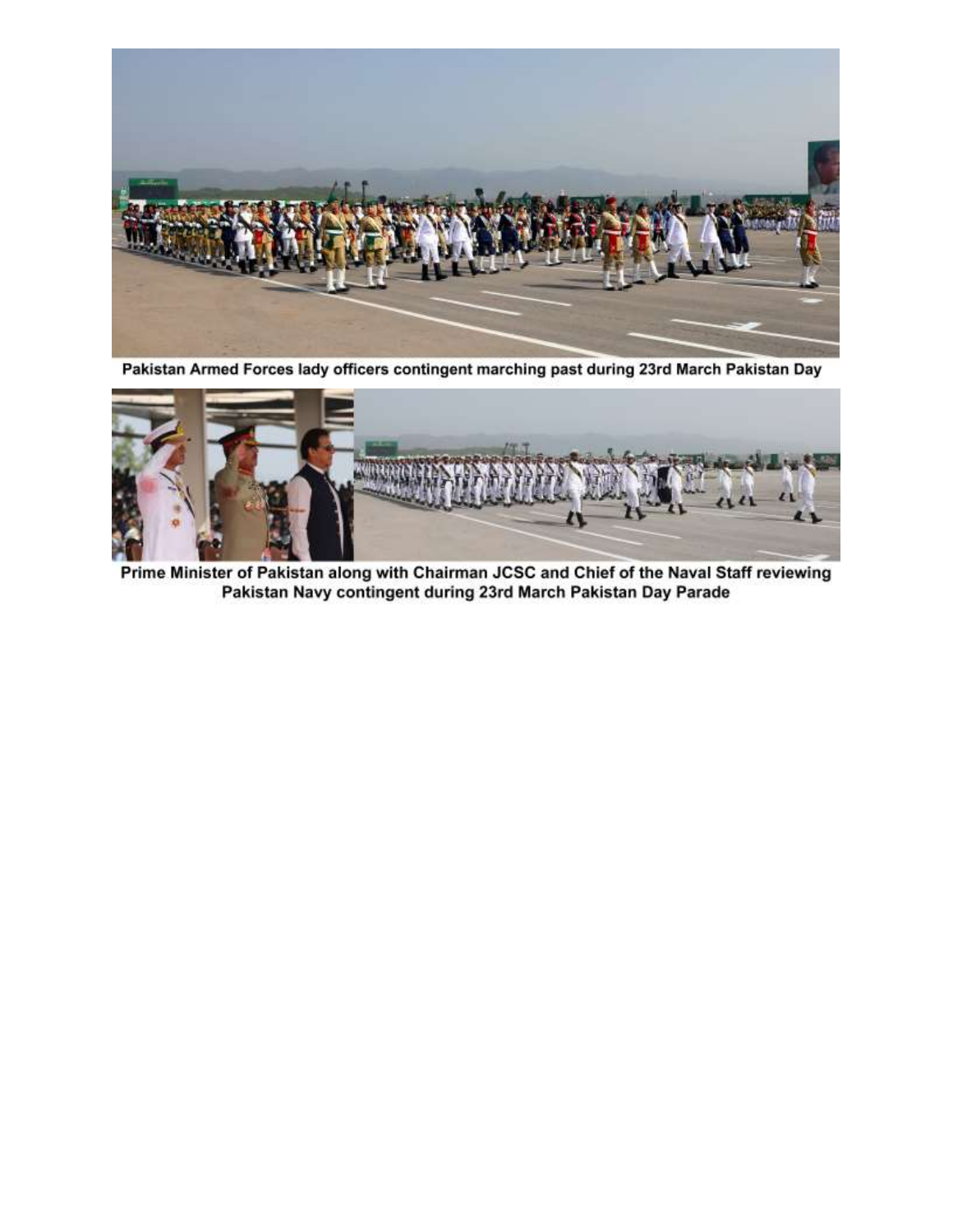Pakistan Armed Forces lady officers contingent marching past during 23rd March Pakistan Day

Prime Minister of Pakistan along with Chairman JCSC and Chief of the Naval Staff reviewing Pakistan Navy contingent during 23rd March Pakistan Day Parade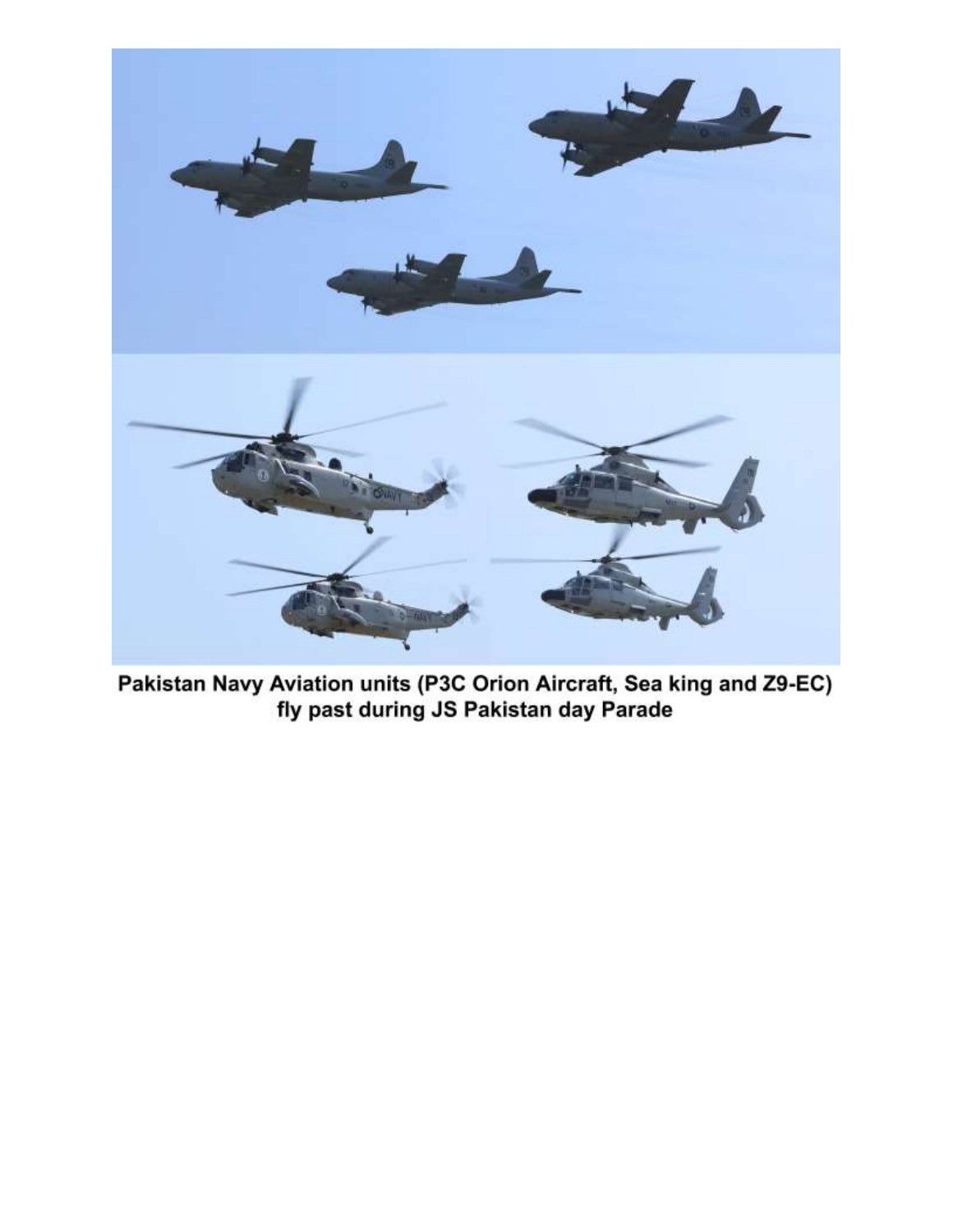**Pakistan Navy Aviation units (P3C Orion Aircraft, Sea king and Z9-EC) fly past during JS Pakistan day Parade**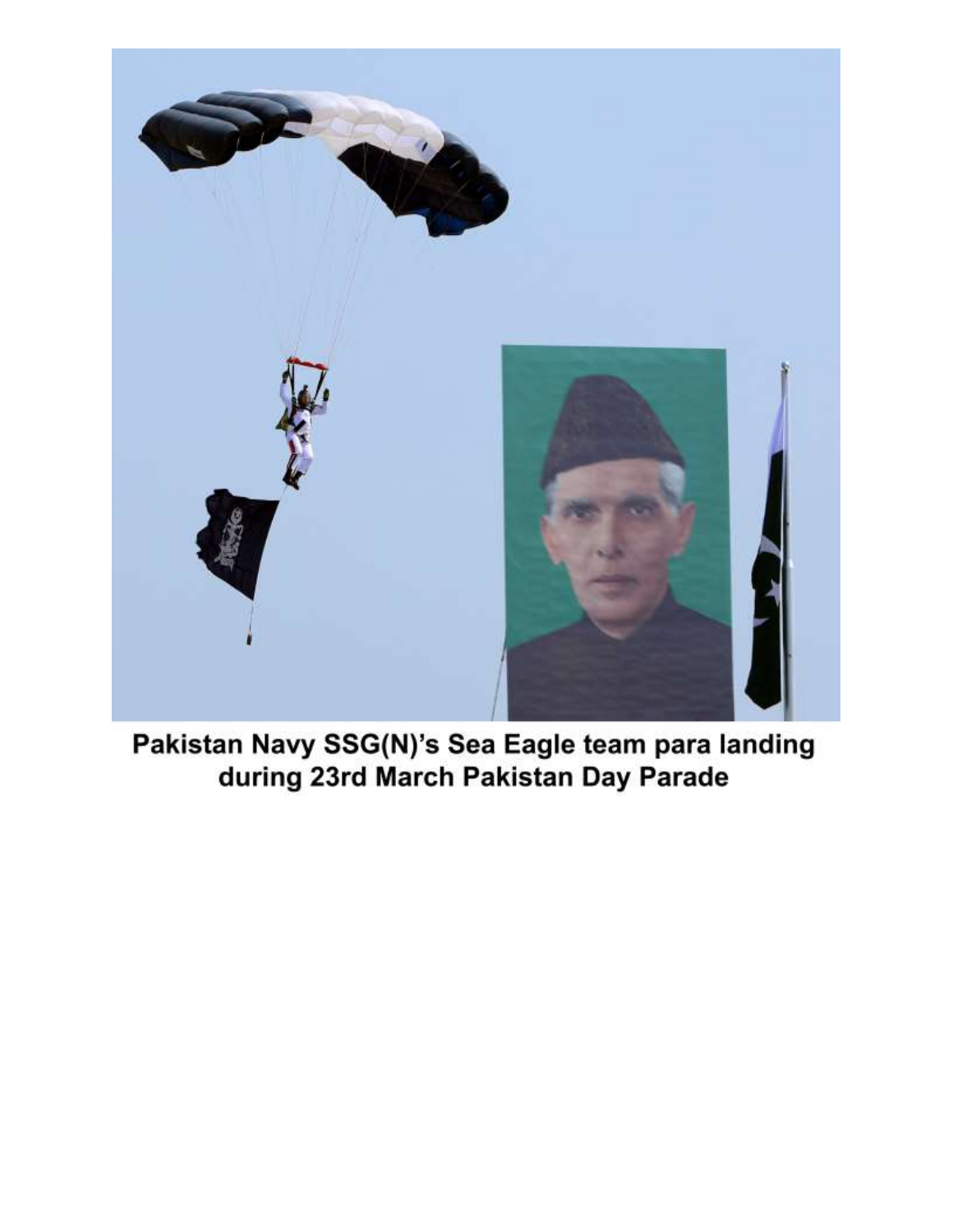**Pakistan Navy SSG(N)'s Sea Eagle team para landing during 23rd March Pakistan Day Parade**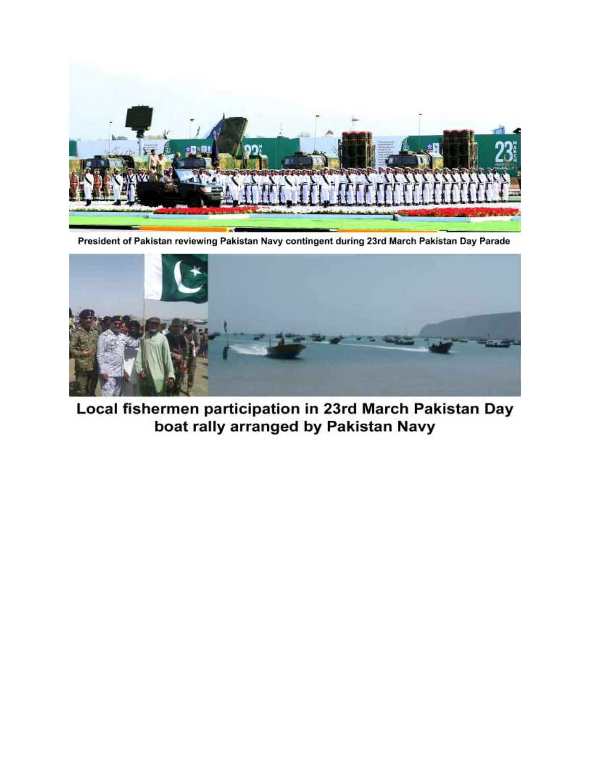President of Pakistan reviewing Pakistan Navy contingent during 23rd March Pakistan Day Parade

**Local fishermen participation in 23rd March Pakistan Day boat rally arranged by Pakistan Navy**